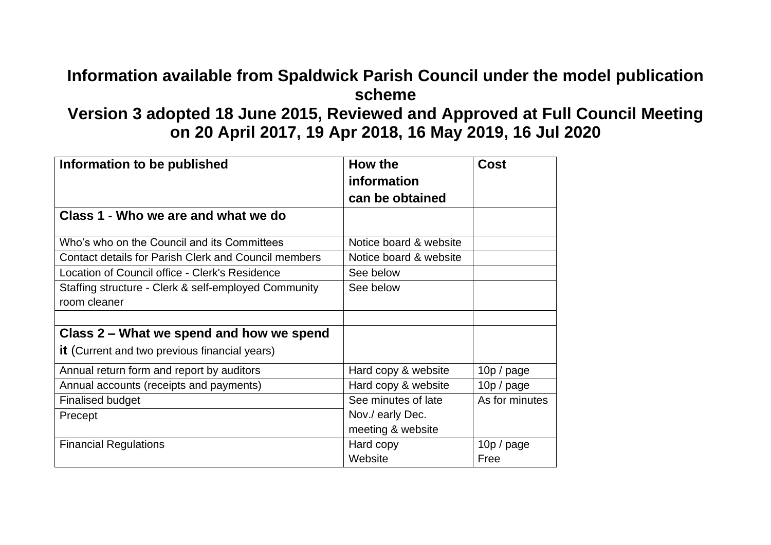# Information available from Spaldwick Parish Council under the model publication scheme

## Version 3 adopted 18 June 2015, Reviewed and Approved at Full Council Meeting on 20 April 2017, 19 Apr 2018, 16 May 2019, 16 Jul 2020

| Information to be published | How the information can be obtained | Cost |
|---|---|---|
| **Class 1 - Who we are and what we do** | | |
| Who's who on the Council and its Committees | Notice board & website | |
| Contact details for Parish Clerk and Council members | Notice board & website | |
| Location of Council office - Clerk's Residence | See below | |
| Staffing structure - Clerk & self-employed Community room cleaner | See below | |
| | | |
| **Class 2 – What we spend and how we spend it** (Current and two previous financial years) | | |
| Annual return form and report by auditors | Hard copy & website | 10p / page |
| Annual accounts (receipts and payments) | Hard copy & website | 10p / page |
| Finalised budget | See minutes of late Nov./ early Dec. meeting & website | As for minutes |
| Precept | | |
| Financial Regulations | Hard copy<br>Website | 10p / page<br>Free |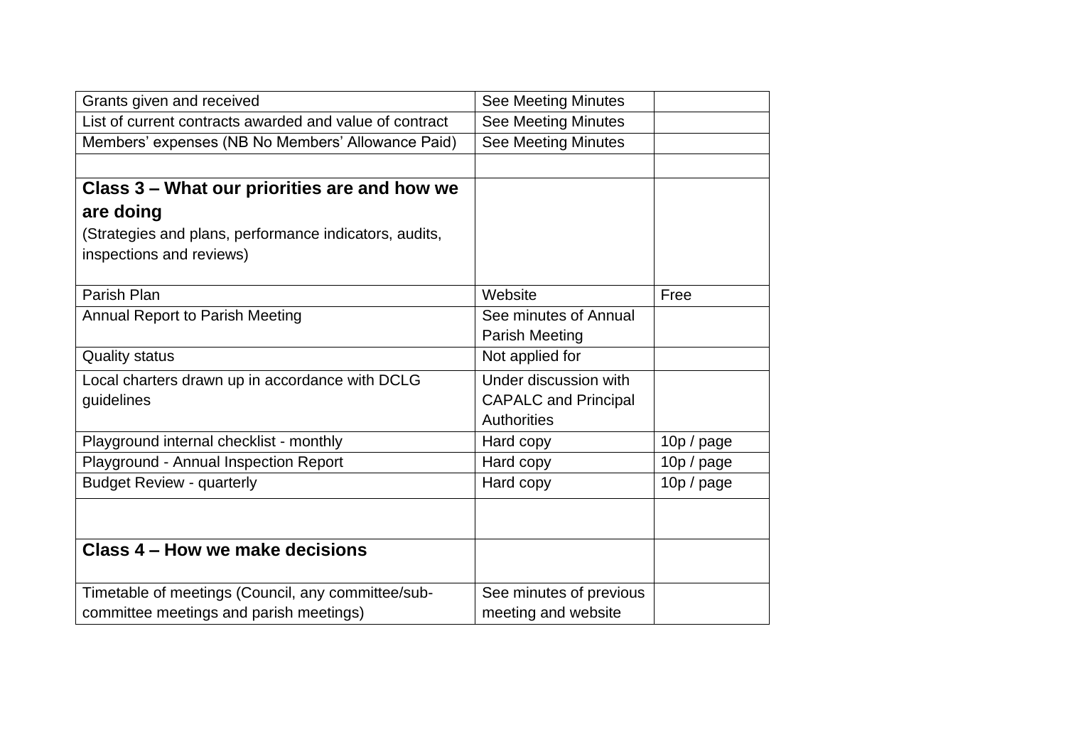| | | |
|---|---|---|
| Grants given and received | See Meeting Minutes | |
| List of current contracts awarded and value of contract | See Meeting Minutes | |
| Members' expenses (NB No Members' Allowance Paid) | See Meeting Minutes | |
| | | |
| **Class 3 – What our priorities are and how we are doing** (Strategies and plans, performance indicators, audits, inspections and reviews) | | |
| Parish Plan | Website | Free |
| Annual Report to Parish Meeting | See minutes of Annual Parish Meeting | |
| Quality status | Not applied for | |
| Local charters drawn up in accordance with DCLG guidelines | Under discussion with CAPALC and Principal Authorities | |
| Playground internal checklist - monthly | Hard copy | 10p / page |
| Playground - Annual Inspection Report | Hard copy | 10p / page |
| Budget Review - quarterly | Hard copy | 10p / page |
| | | |
| **Class 4 – How we make decisions** | | |
| Timetable of meetings (Council, any committee/sub-committee meetings and parish meetings) | See minutes of previous meeting and website | |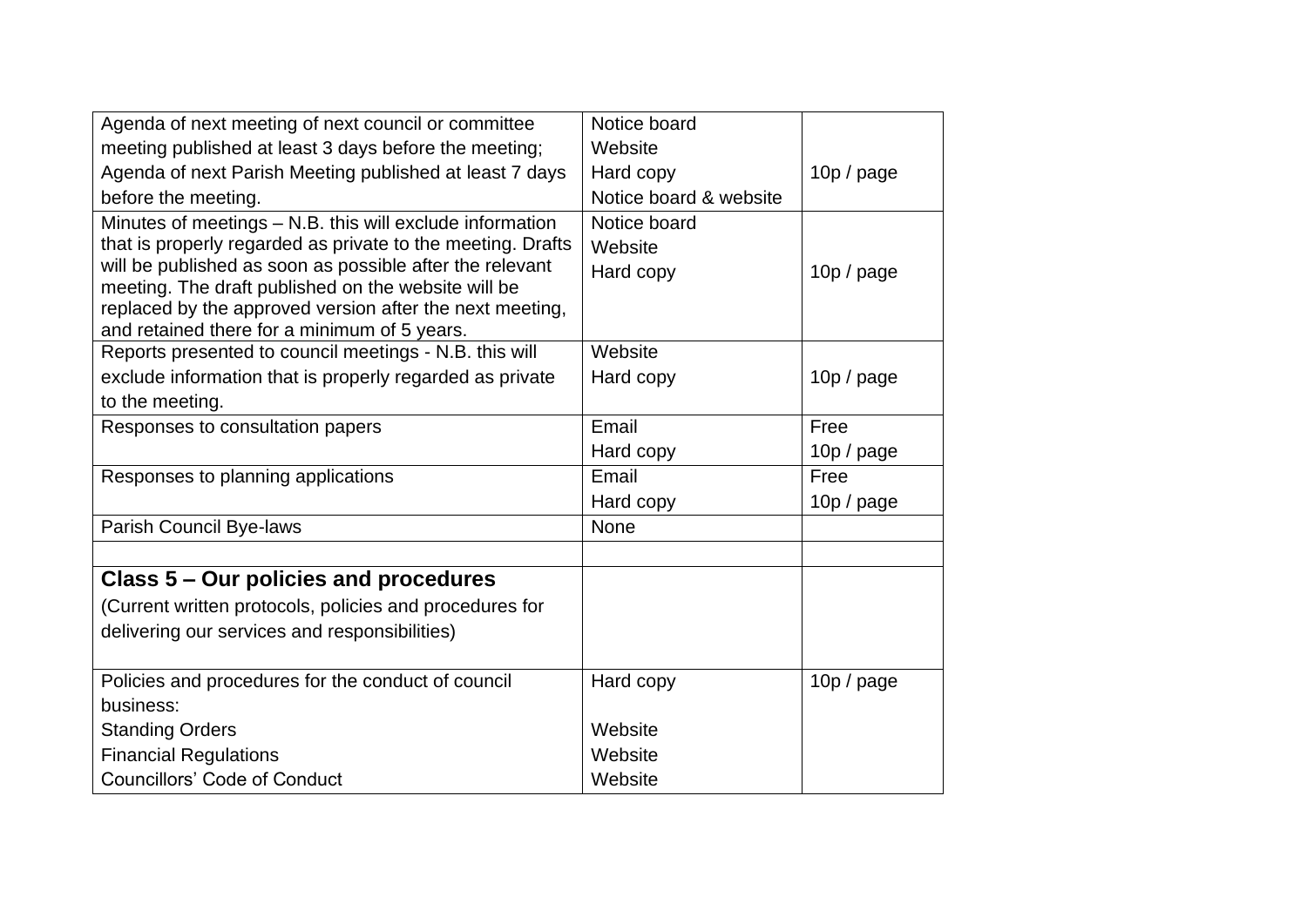| | | |
|---|---|---|
| Agenda of next meeting of next council or committee meeting published at least 3 days before the meeting; Agenda of next Parish Meeting published at least 7 days before the meeting. | Notice board<br>Website<br>Hard copy<br>Notice board & website | <br><br>10p / page |
| Minutes of meetings – N.B. this will exclude information that is properly regarded as private to the meeting. Drafts will be published as soon as possible after the relevant meeting. The draft published on the website will be replaced by the approved version after the next meeting, and retained there for a minimum of 5 years. | Notice board<br>Website<br>Hard copy | <br><br>10p / page |
| Reports presented to council meetings - N.B. this will exclude information that is properly regarded as private to the meeting. | Website<br>Hard copy | <br>10p / page |
| Responses to consultation papers | Email<br>Hard copy | Free<br>10p / page |
| Responses to planning applications | Email<br>Hard copy | Free<br>10p / page |
| Parish Council Bye-laws | None | |
| | | |
| **Class 5 – Our policies and procedures**<br>(Current written protocols, policies and procedures for delivering our services and responsibilities) | | |
| Policies and procedures for the conduct of council business:<br>Standing Orders<br>Financial Regulations<br>Councillors' Code of Conduct | Hard copy<br><br>Website<br>Website<br>Website | 10p / page |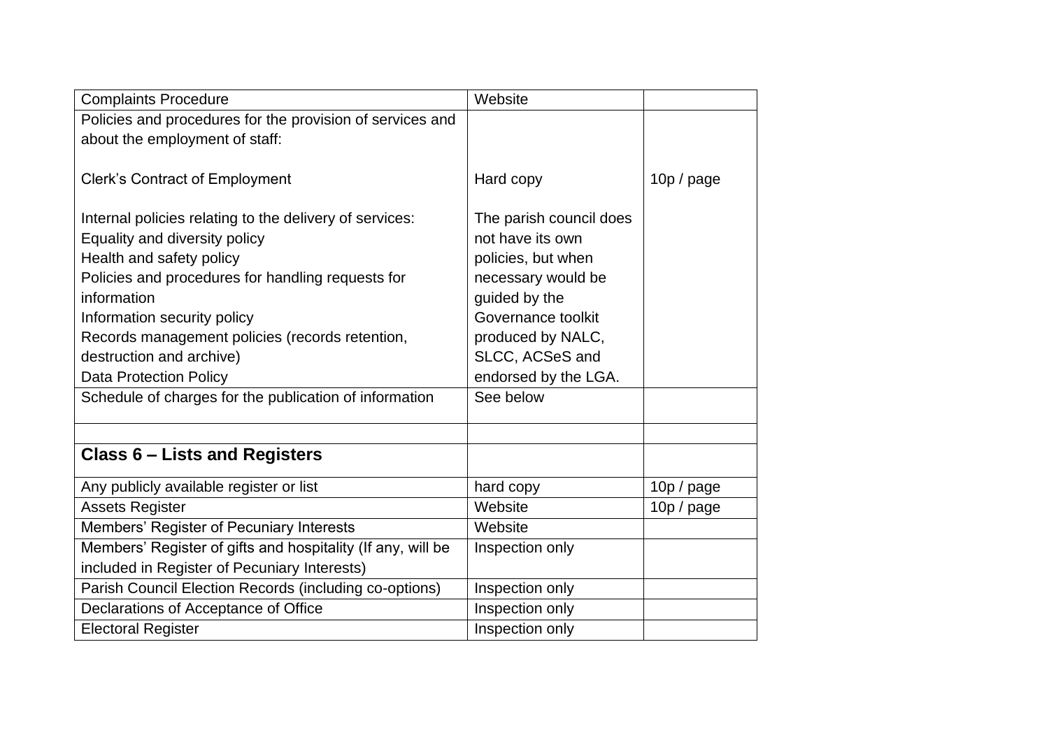| Complaints Procedure | Website | |
|---|---|---|
| Policies and procedures for the provision of services and about the employment of staff:<br><br>Clerk's Contract of Employment<br><br>Internal policies relating to the delivery of services:<br>Equality and diversity policy<br>Health and safety policy<br>Policies and procedures for handling requests for information<br>Information security policy<br>Records management policies (records retention, destruction and archive)<br>Data Protection Policy | <br><br>Hard copy<br><br>The parish council does not have its own policies, but when necessary would be guided by the Governance toolkit produced by NALC, SLCC, ACSeS and endorsed by the LGA. | <br><br>10p / page |
| Schedule of charges for the publication of information | See below | |
| | | |
| **Class 6 – Lists and Registers** | | |
| Any publicly available register or list | hard copy | 10p / page |
| Assets Register | Website | 10p / page |
| Members' Register of Pecuniary Interests | Website | |
| Members' Register of gifts and hospitality (If any, will be included in Register of Pecuniary Interests) | Inspection only | |
| Parish Council Election Records (including co-options) | Inspection only | |
| Declarations of Acceptance of Office | Inspection only | |
| Electoral Register | Inspection only | |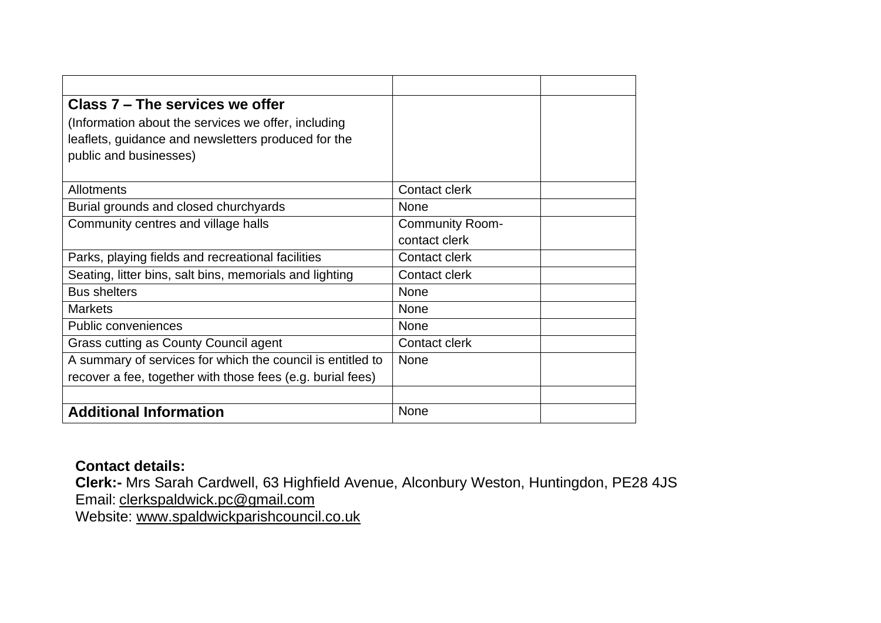| | | |
|---|---|---|
| **Class 7 – The services we offer**<br>(Information about the services we offer, including leaflets, guidance and newsletters produced for the public and businesses) | | |
| Allotments | Contact clerk | |
| Burial grounds and closed churchyards | None | |
| Community centres and village halls | Community Room- contact clerk | |
| Parks, playing fields and recreational facilities | Contact clerk | |
| Seating, litter bins, salt bins, memorials and lighting | Contact clerk | |
| Bus shelters | None | |
| Markets | None | |
| Public conveniences | None | |
| Grass cutting as County Council agent | Contact clerk | |
| A summary of services for which the council is entitled to recover a fee, together with those fees (e.g. burial fees) | None | |
| | | |
| **Additional Information** | None | |

**Contact details:**
**Clerk:-** Mrs Sarah Cardwell, 63 Highfield Avenue, Alconbury Weston, Huntingdon, PE28 4JS
Email: clerkspaldwick.pc@gmail.com
Website: www.spaldwickparishcouncil.co.uk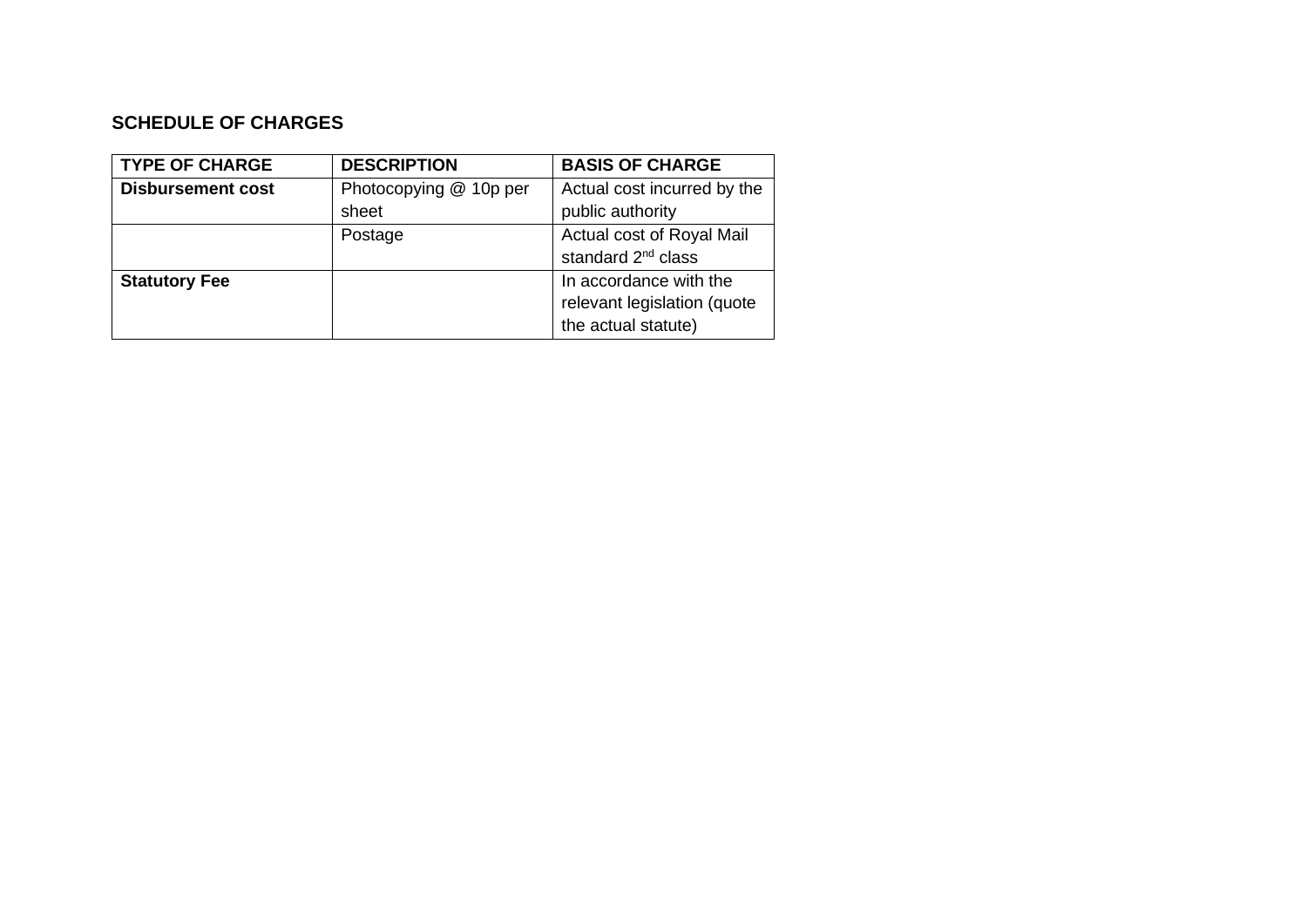**SCHEDULE OF CHARGES**

| TYPE OF CHARGE | DESCRIPTION | BASIS OF CHARGE |
|---|---|---|
| **Disbursement cost** | Photocopying @ 10p per sheet | Actual cost incurred by the public authority |
| | Postage | Actual cost of Royal Mail standard 2nd class |
| **Statutory Fee** | | In accordance with the relevant legislation (quote the actual statute) |